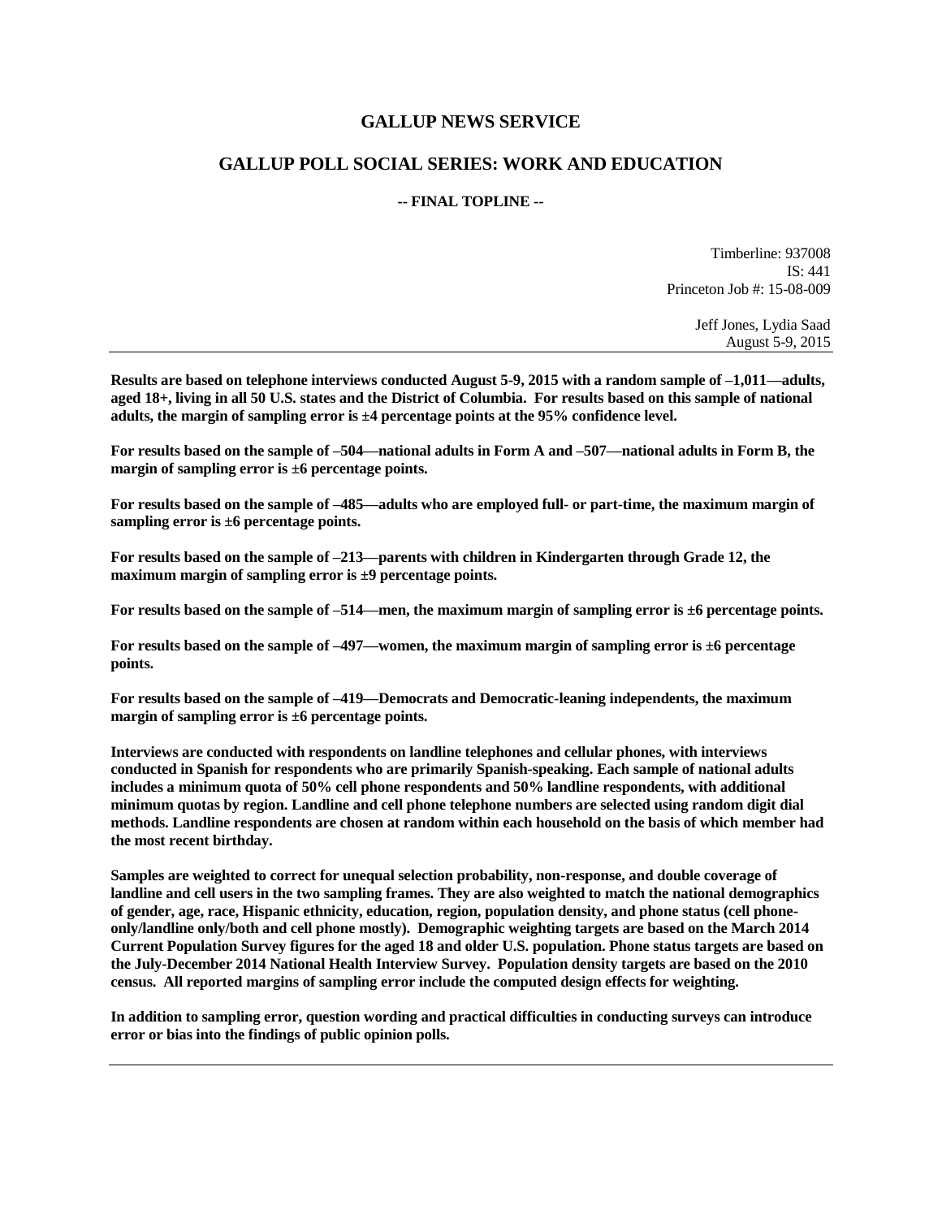# GALLUP NEWS SERVICE

## GALLUP POLL SOCIAL SERIES: WORK AND EDUCATION

**-- FINAL TOPLINE --**

Timberline: 937008
IS: 441
Princeton Job #: 15-08-009

Jeff Jones, Lydia Saad
August 5-9, 2015

---

**Results are based on telephone interviews conducted August 5-9, 2015 with a random sample of –1,011—adults, aged 18+, living in all 50 U.S. states and the District of Columbia. For results based on this sample of national adults, the margin of sampling error is ±4 percentage points at the 95% confidence level.**

**For results based on the sample of –504—national adults in Form A and –507—national adults in Form B, the margin of sampling error is ±6 percentage points.**

**For results based on the sample of –485—adults who are employed full- or part-time, the maximum margin of sampling error is ±6 percentage points.**

**For results based on the sample of –213—parents with children in Kindergarten through Grade 12, the maximum margin of sampling error is ±9 percentage points.**

**For results based on the sample of –514—men, the maximum margin of sampling error is ±6 percentage points.**

**For results based on the sample of –497—women, the maximum margin of sampling error is ±6 percentage points.**

**For results based on the sample of –419—Democrats and Democratic-leaning independents, the maximum margin of sampling error is ±6 percentage points.**

**Interviews are conducted with respondents on landline telephones and cellular phones, with interviews conducted in Spanish for respondents who are primarily Spanish-speaking. Each sample of national adults includes a minimum quota of 50% cell phone respondents and 50% landline respondents, with additional minimum quotas by region. Landline and cell phone telephone numbers are selected using random digit dial methods. Landline respondents are chosen at random within each household on the basis of which member had the most recent birthday.**

**Samples are weighted to correct for unequal selection probability, non-response, and double coverage of landline and cell users in the two sampling frames. They are also weighted to match the national demographics of gender, age, race, Hispanic ethnicity, education, region, population density, and phone status (cell phone-only/landline only/both and cell phone mostly). Demographic weighting targets are based on the March 2014 Current Population Survey figures for the aged 18 and older U.S. population. Phone status targets are based on the July-December 2014 National Health Interview Survey. Population density targets are based on the 2010 census. All reported margins of sampling error include the computed design effects for weighting.**

**In addition to sampling error, question wording and practical difficulties in conducting surveys can introduce error or bias into the findings of public opinion polls.**

---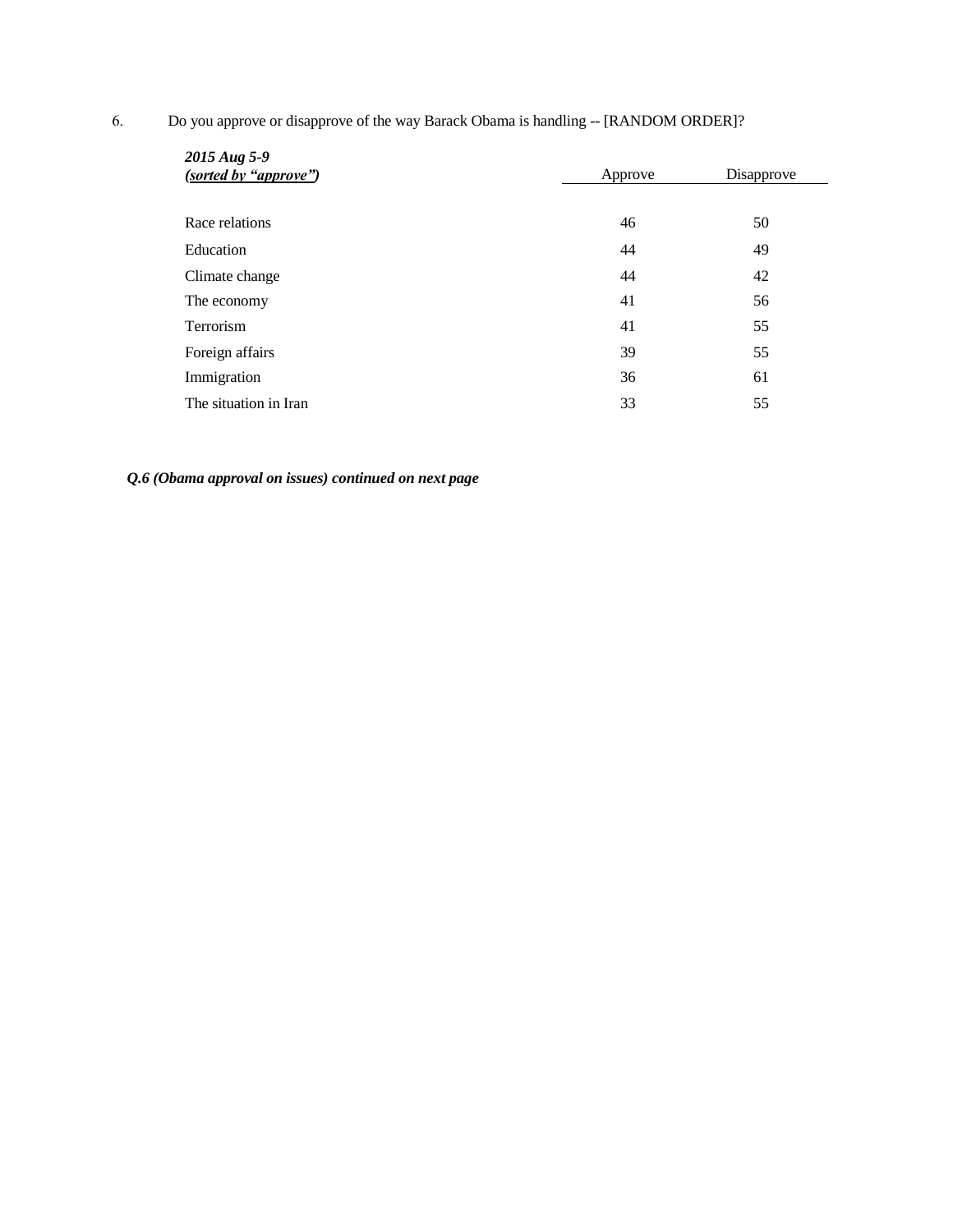6. Do you approve or disapprove of the way Barack Obama is handling -- [RANDOM ORDER]?

| ***2015 Aug 5-9*** ***(sorted by "approve")*** | Approve | Disapprove |
|---|---|---|
| Race relations | 46 | 50 |
| Education | 44 | 49 |
| Climate change | 44 | 42 |
| The economy | 41 | 56 |
| Terrorism | 41 | 55 |
| Foreign affairs | 39 | 55 |
| Immigration | 36 | 61 |
| The situation in Iran | 33 | 55 |

***Q.6 (Obama approval on issues) continued on next page***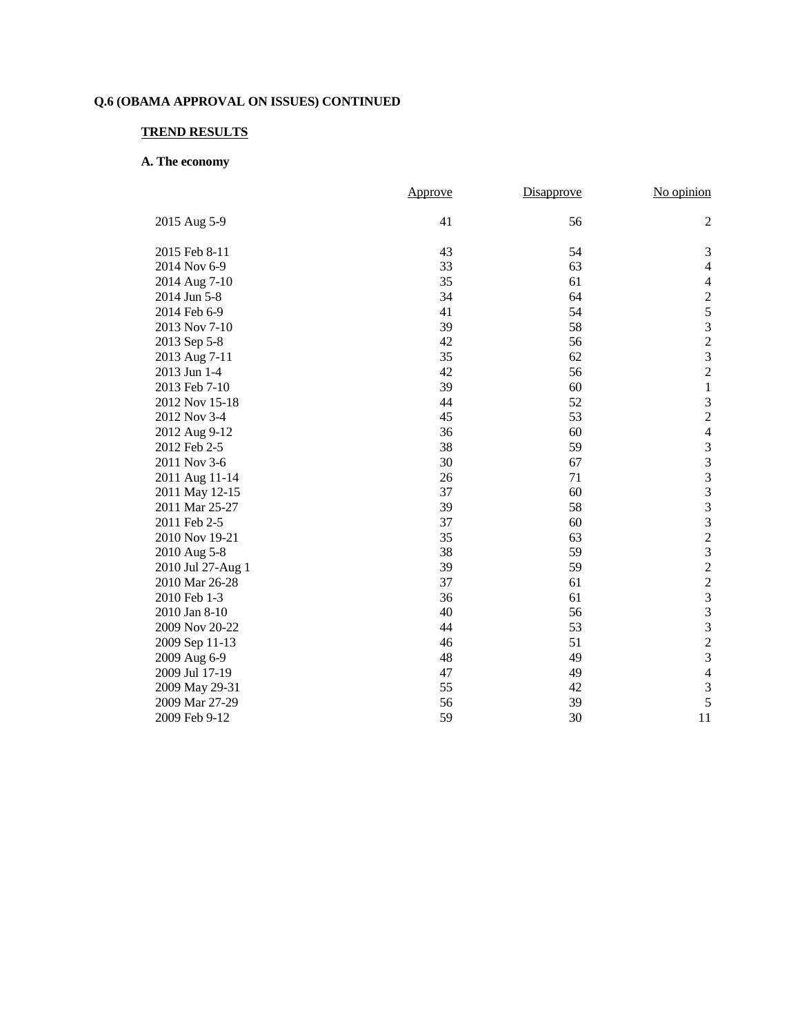**Q.6 (OBAMA APPROVAL ON ISSUES) CONTINUED**

**TREND RESULTS**

**A. The economy**

| | Approve | Disapprove | No opinion |
|---|---|---|---|
| 2015 Aug 5-9 | 41 | 56 | 2 |
| 2015 Feb 8-11 | 43 | 54 | 3 |
| 2014 Nov 6-9 | 33 | 63 | 4 |
| 2014 Aug 7-10 | 35 | 61 | 4 |
| 2014 Jun 5-8 | 34 | 64 | 2 |
| 2014 Feb 6-9 | 41 | 54 | 5 |
| 2013 Nov 7-10 | 39 | 58 | 3 |
| 2013 Sep 5-8 | 42 | 56 | 2 |
| 2013 Aug 7-11 | 35 | 62 | 3 |
| 2013 Jun 1-4 | 42 | 56 | 2 |
| 2013 Feb 7-10 | 39 | 60 | 1 |
| 2012 Nov 15-18 | 44 | 52 | 3 |
| 2012 Nov 3-4 | 45 | 53 | 2 |
| 2012 Aug 9-12 | 36 | 60 | 4 |
| 2012 Feb 2-5 | 38 | 59 | 3 |
| 2011 Nov 3-6 | 30 | 67 | 3 |
| 2011 Aug 11-14 | 26 | 71 | 3 |
| 2011 May 12-15 | 37 | 60 | 3 |
| 2011 Mar 25-27 | 39 | 58 | 3 |
| 2011 Feb 2-5 | 37 | 60 | 3 |
| 2010 Nov 19-21 | 35 | 63 | 2 |
| 2010 Aug 5-8 | 38 | 59 | 3 |
| 2010 Jul 27-Aug 1 | 39 | 59 | 2 |
| 2010 Mar 26-28 | 37 | 61 | 2 |
| 2010 Feb 1-3 | 36 | 61 | 3 |
| 2010 Jan 8-10 | 40 | 56 | 3 |
| 2009 Nov 20-22 | 44 | 53 | 3 |
| 2009 Sep 11-13 | 46 | 51 | 2 |
| 2009 Aug 6-9 | 48 | 49 | 3 |
| 2009 Jul 17-19 | 47 | 49 | 4 |
| 2009 May 29-31 | 55 | 42 | 3 |
| 2009 Mar 27-29 | 56 | 39 | 5 |
| 2009 Feb 9-12 | 59 | 30 | 11 |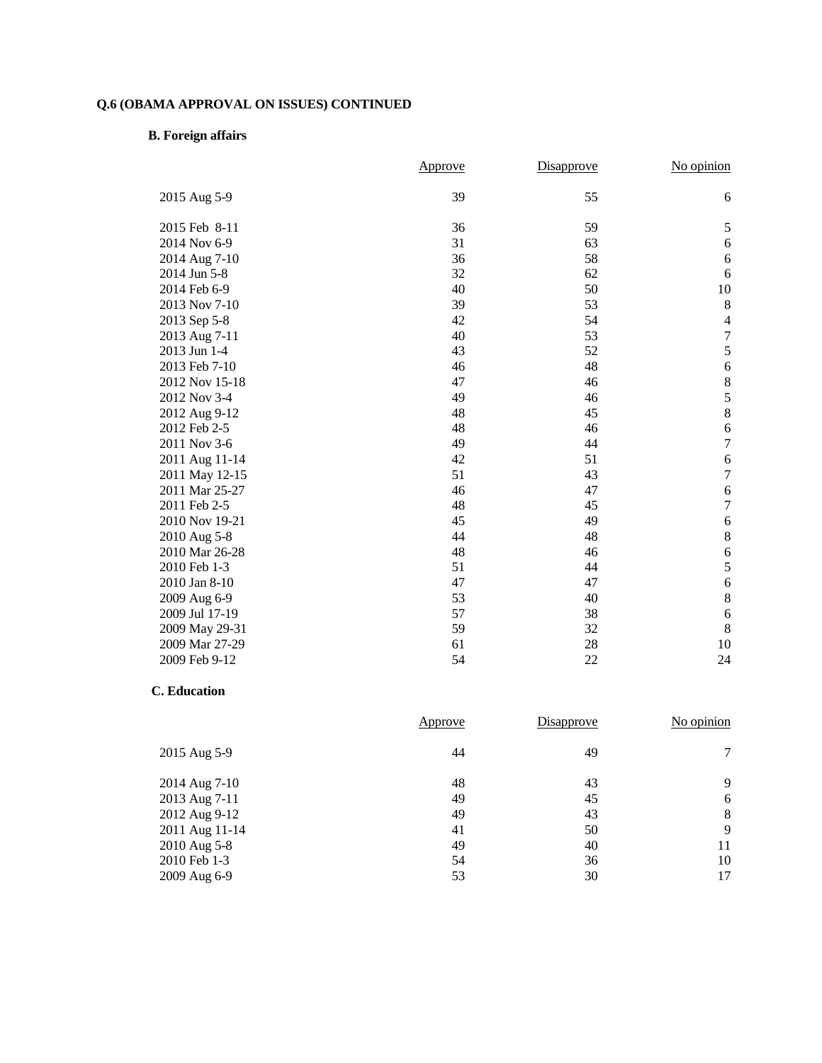**Q.6 (OBAMA APPROVAL ON ISSUES) CONTINUED**

**B. Foreign affairs**

| | Approve | Disapprove | No opinion |
|---|---|---|---|
| 2015 Aug 5-9 | 39 | 55 | 6 |
| 2015 Feb 8-11 | 36 | 59 | 5 |
| 2014 Nov 6-9 | 31 | 63 | 6 |
| 2014 Aug 7-10 | 36 | 58 | 6 |
| 2014 Jun 5-8 | 32 | 62 | 6 |
| 2014 Feb 6-9 | 40 | 50 | 10 |
| 2013 Nov 7-10 | 39 | 53 | 8 |
| 2013 Sep 5-8 | 42 | 54 | 4 |
| 2013 Aug 7-11 | 40 | 53 | 7 |
| 2013 Jun 1-4 | 43 | 52 | 5 |
| 2013 Feb 7-10 | 46 | 48 | 6 |
| 2012 Nov 15-18 | 47 | 46 | 8 |
| 2012 Nov 3-4 | 49 | 46 | 5 |
| 2012 Aug 9-12 | 48 | 45 | 8 |
| 2012 Feb 2-5 | 48 | 46 | 6 |
| 2011 Nov 3-6 | 49 | 44 | 7 |
| 2011 Aug 11-14 | 42 | 51 | 6 |
| 2011 May 12-15 | 51 | 43 | 7 |
| 2011 Mar 25-27 | 46 | 47 | 6 |
| 2011 Feb 2-5 | 48 | 45 | 7 |
| 2010 Nov 19-21 | 45 | 49 | 6 |
| 2010 Aug 5-8 | 44 | 48 | 8 |
| 2010 Mar 26-28 | 48 | 46 | 6 |
| 2010 Feb 1-3 | 51 | 44 | 5 |
| 2010 Jan 8-10 | 47 | 47 | 6 |
| 2009 Aug 6-9 | 53 | 40 | 8 |
| 2009 Jul 17-19 | 57 | 38 | 6 |
| 2009 May 29-31 | 59 | 32 | 8 |
| 2009 Mar 27-29 | 61 | 28 | 10 |
| 2009 Feb 9-12 | 54 | 22 | 24 |

**C. Education**

| | Approve | Disapprove | No opinion |
|---|---|---|---|
| 2015 Aug 5-9 | 44 | 49 | 7 |
| 2014 Aug 7-10 | 48 | 43 | 9 |
| 2013 Aug 7-11 | 49 | 45 | 6 |
| 2012 Aug 9-12 | 49 | 43 | 8 |
| 2011 Aug 11-14 | 41 | 50 | 9 |
| 2010 Aug 5-8 | 49 | 40 | 11 |
| 2010 Feb 1-3 | 54 | 36 | 10 |
| 2009 Aug 6-9 | 53 | 30 | 17 |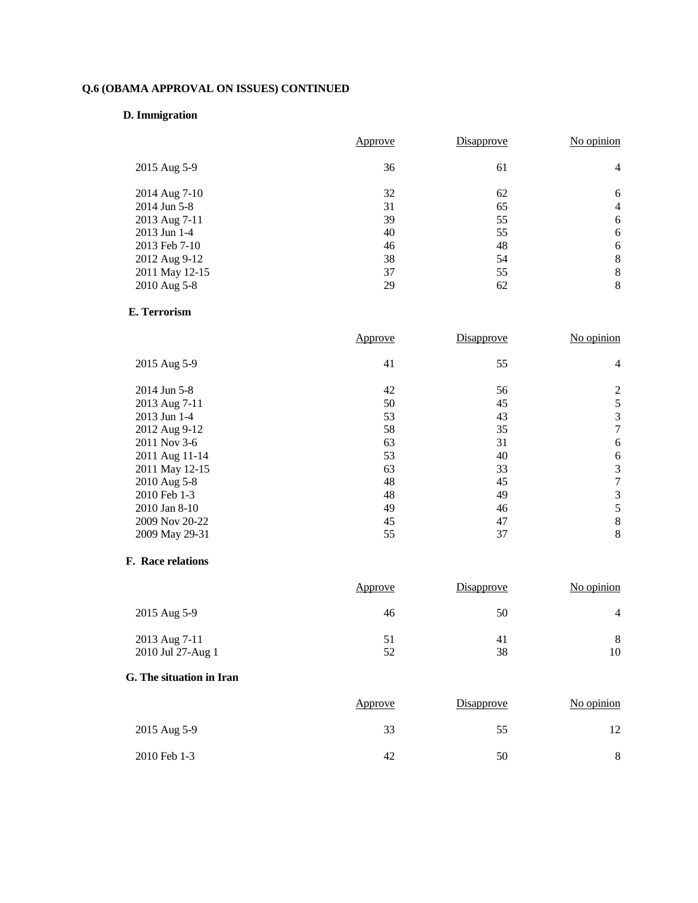**Q.6 (OBAMA APPROVAL ON ISSUES) CONTINUED**

**D. Immigration**

| | Approve | Disapprove | No opinion |
|---|---|---|---|
| 2015 Aug 5-9 | 36 | 61 | 4 |
| 2014 Aug 7-10 | 32 | 62 | 6 |
| 2014 Jun 5-8 | 31 | 65 | 4 |
| 2013 Aug 7-11 | 39 | 55 | 6 |
| 2013 Jun 1-4 | 40 | 55 | 6 |
| 2013 Feb 7-10 | 46 | 48 | 6 |
| 2012 Aug 9-12 | 38 | 54 | 8 |
| 2011 May 12-15 | 37 | 55 | 8 |
| 2010 Aug 5-8 | 29 | 62 | 8 |

**E. Terrorism**

| | Approve | Disapprove | No opinion |
|---|---|---|---|
| 2015 Aug 5-9 | 41 | 55 | 4 |
| 2014 Jun 5-8 | 42 | 56 | 2 |
| 2013 Aug 7-11 | 50 | 45 | 5 |
| 2013 Jun 1-4 | 53 | 43 | 3 |
| 2012 Aug 9-12 | 58 | 35 | 7 |
| 2011 Nov 3-6 | 63 | 31 | 6 |
| 2011 Aug 11-14 | 53 | 40 | 6 |
| 2011 May 12-15 | 63 | 33 | 3 |
| 2010 Aug 5-8 | 48 | 45 | 7 |
| 2010 Feb 1-3 | 48 | 49 | 3 |
| 2010 Jan 8-10 | 49 | 46 | 5 |
| 2009 Nov 20-22 | 45 | 47 | 8 |
| 2009 May 29-31 | 55 | 37 | 8 |

**F. Race relations**

| | Approve | Disapprove | No opinion |
|---|---|---|---|
| 2015 Aug 5-9 | 46 | 50 | 4 |
| 2013 Aug 7-11 | 51 | 41 | 8 |
| 2010 Jul 27-Aug 1 | 52 | 38 | 10 |

**G. The situation in Iran**

| | Approve | Disapprove | No opinion |
|---|---|---|---|
| 2015 Aug 5-9 | 33 | 55 | 12 |
| 2010 Feb 1-3 | 42 | 50 | 8 |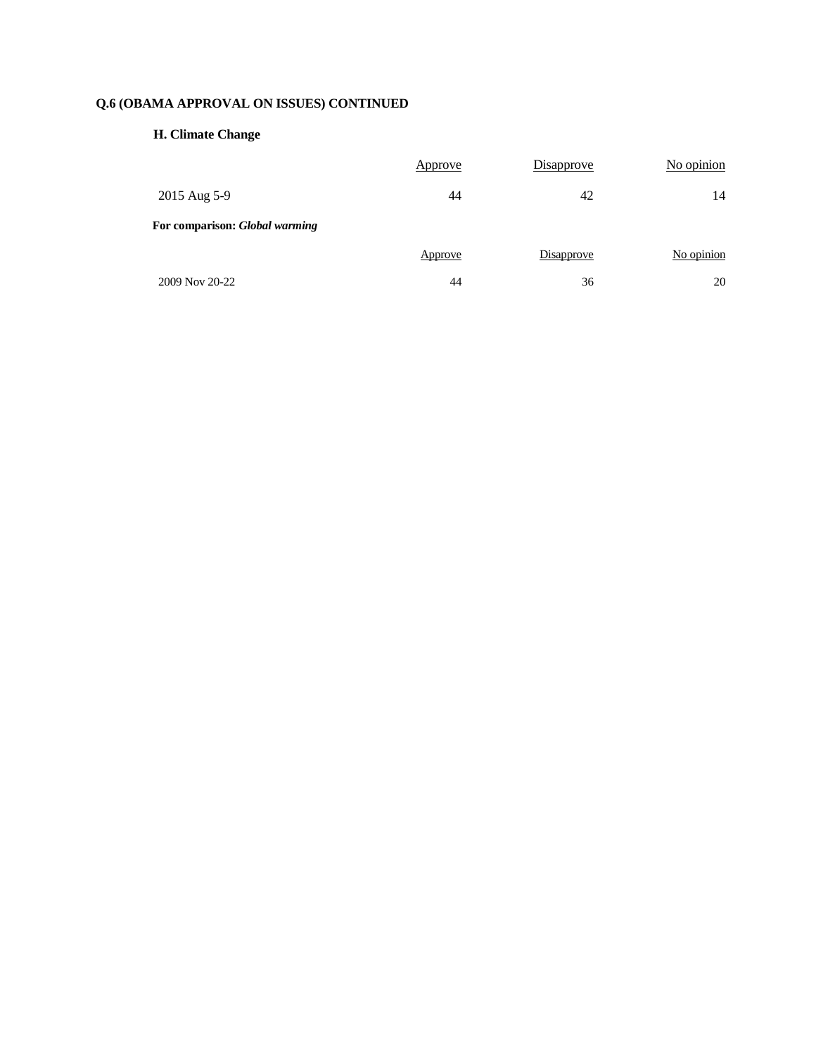**Q.6 (OBAMA APPROVAL ON ISSUES) CONTINUED**

**H. Climate Change**

| | Approve | Disapprove | No opinion |
|---|---|---|---|
| 2015 Aug 5-9 | 44 | 42 | 14 |

**For comparison:** ***Global warming***

| | Approve | Disapprove | No opinion |
|---|---|---|---|
| 2009 Nov 20-22 | 44 | 36 | 20 |